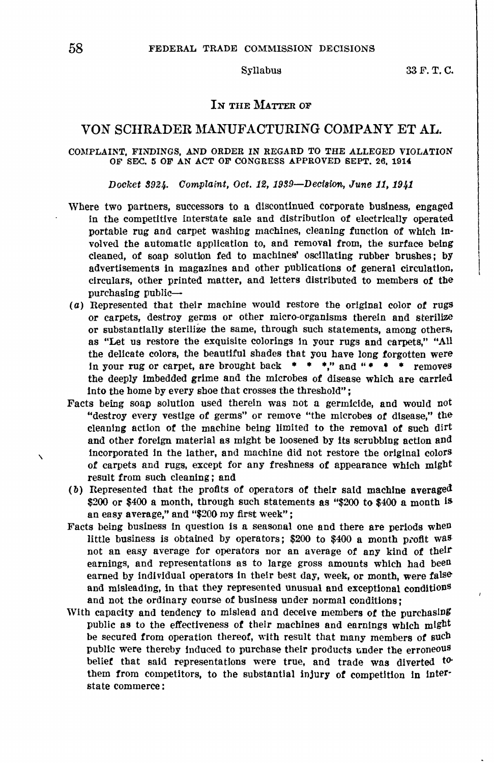Syllabus

IN THE MATTER OF

# VON SCHRADER MANUFACTURING COMPANY ET AL.

COMPLAINT, FINDINGS, AND ORDER IN REGARD TO THE ALLEGED VIOLATION OF SEC. 5 OF AN ACT OF CONGRESS APPROVED SEPT. 26, 1914

*Docket 3924. Complaint, Oct. 12, 1939—Decision, June 11, 1941*

Where two partners, successors to a discontinued corporate business, engaged in the competitive interstate sale and distribution of electrically operated portable rug and carpet washing machines, cleaning function of which involved the automatic application to, and removal from, the surface being cleaned, of soap solution fed to machines' oscillating rubber brushes; by advertisements in magazines and other publications of general circulation, circulars, other printed matter, and letters distributed to members of the purchasing public—

(*a*) Represented that their machine would restore the original color of rugs or carpets, destroy germs or other micro-organisms therein and sterilize or substantially sterilize the same, through such statements, among others, as "Let us restore the exquisite colorings in your rugs and carpets," "All the delicate colors, the beautiful shades that you have long forgotten were in your rug or carpet, are brought back * * *," and "* * * removes the deeply imbedded grime and the microbes of disease which are carried into the home by every shoe that crosses the threshold";

Facts being soap solution used therein was not a germicide, and would not "destroy every vestige of germs" or remove "the microbes of disease," the cleaning action of the machine being limited to the removal of such dirt and other foreign material as might be loosened by its scrubbing action and incorporated in the lather, and machine did not restore the original colors of carpets and rugs, except for any freshness of appearance which might result from such cleaning; and

(*b*) Represented that the profits of operators of their said machine averaged $200 or $400 a month, through such statements as "$200 to $400 a month is an easy average," and "$200 my first week";

Facts being business in question is a seasonal one and there are periods when little business is obtained by operators; $200 to $400 a month profit was not an easy average for operators nor an average of any kind of their earnings, and representations as to large gross amounts which had been earned by individual operators in their best day, week, or month, were false and misleading, in that they represented unusual and exceptional conditions and not the ordinary course of business under normal conditions;

With capacity and tendency to mislead and deceive members of the purchasing public as to the effectiveness of their machines and earnings which might be secured from operation thereof, with result that many members of such public were thereby induced to purchase their products under the erroneous belief that said representations were true, and trade was diverted to them from competitors, to the substantial injury of competition in interstate commerce: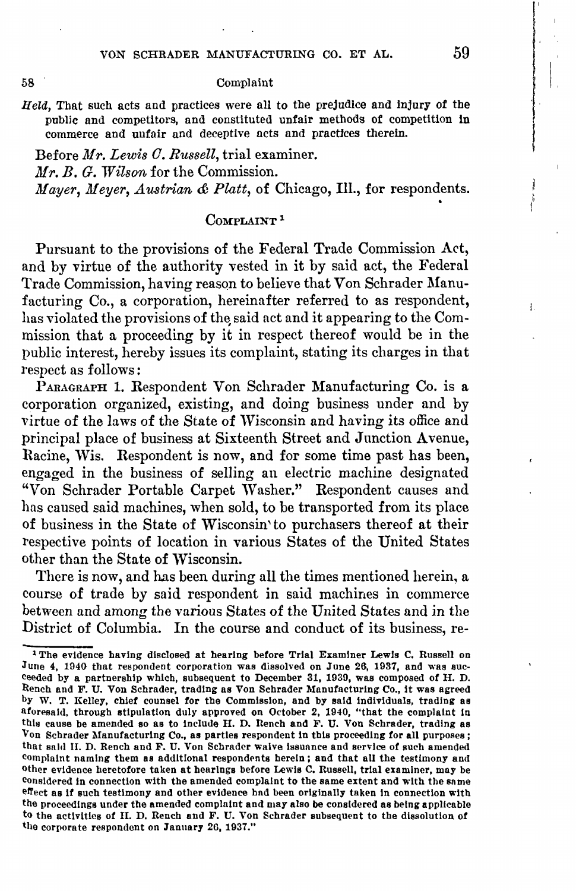Complaint

*Held*, That such acts and practices were all to the prejudice and injury of the public and competitors, and constituted unfair methods of competition in commerce and unfair and deceptive acts and practices therein.

Before *Mr. Lewis C. Russell*, trial examiner.

*Mr. B. G. Wilson* for the Commission.

*Mayer, Meyer, Austrian & Platt*, of Chicago, Ill., for respondents.

## COMPLAINT [1]

Pursuant to the provisions of the Federal Trade Commission Act, and by virtue of the authority vested in it by said act, the Federal Trade Commission, having reason to believe that Von Schrader Manufacturing Co., a corporation, hereinafter referred to as respondent, has violated the provisions of the said act and it appearing to the Commission that a proceeding by it in respect thereof would be in the public interest, hereby issues its complaint, stating its charges in that respect as follows:

PARAGRAPH 1. Respondent Von Schrader Manufacturing Co. is a corporation organized, existing, and doing business under and by virtue of the laws of the State of Wisconsin and having its office and principal place of business at Sixteenth Street and Junction Avenue, Racine, Wis. Respondent is now, and for some time past has been, engaged in the business of selling an electric machine designated "Von Schrader Portable Carpet Washer." Respondent causes and has caused said machines, when sold, to be transported from its place of business in the State of Wisconsin to purchasers thereof at their respective points of location in various States of the United States other than the State of Wisconsin.

There is now, and has been during all the times mentioned herein, a course of trade by said respondent in said machines in commerce between and among the various States of the United States and in the District of Columbia. In the course and conduct of its business, re-

---

[1] The evidence having disclosed at hearing before Trial Examiner Lewis C. Russell on June 4, 1940 that respondent corporation was dissolved on June 26, 1937, and was succeeded by a partnership which, subsequent to December 31, 1939, was composed of H. D. Rench and F. U. Von Schrader, trading as Von Schrader Manufacturing Co., it was agreed by W. T. Kelley, chief counsel for the Commission, and by said individuals, trading as aforesaid, through stipulation duly approved on October 2, 1940, "that the complaint in this cause be amended so as to include H. D. Rench and F. U. Von Schrader, trading as Von Schrader Manufacturing Co., as parties respondent in this proceeding for all purposes; that said H. D. Rench and F. U. Von Schrader waive issuance and service of such amended complaint naming them as additional respondents herein; and that all the testimony and other evidence heretofore taken at hearings before Lewis C. Russell, trial examiner, may be considered in connection with the amended complaint to the same extent and with the same effect as if such testimony and other evidence had been originally taken in connection with the proceedings under the amended complaint and may also be considered as being applicable to the activities of H. D. Rench and F. U. Von Schrader subsequent to the dissolution of the corporate respondent on January 26, 1937."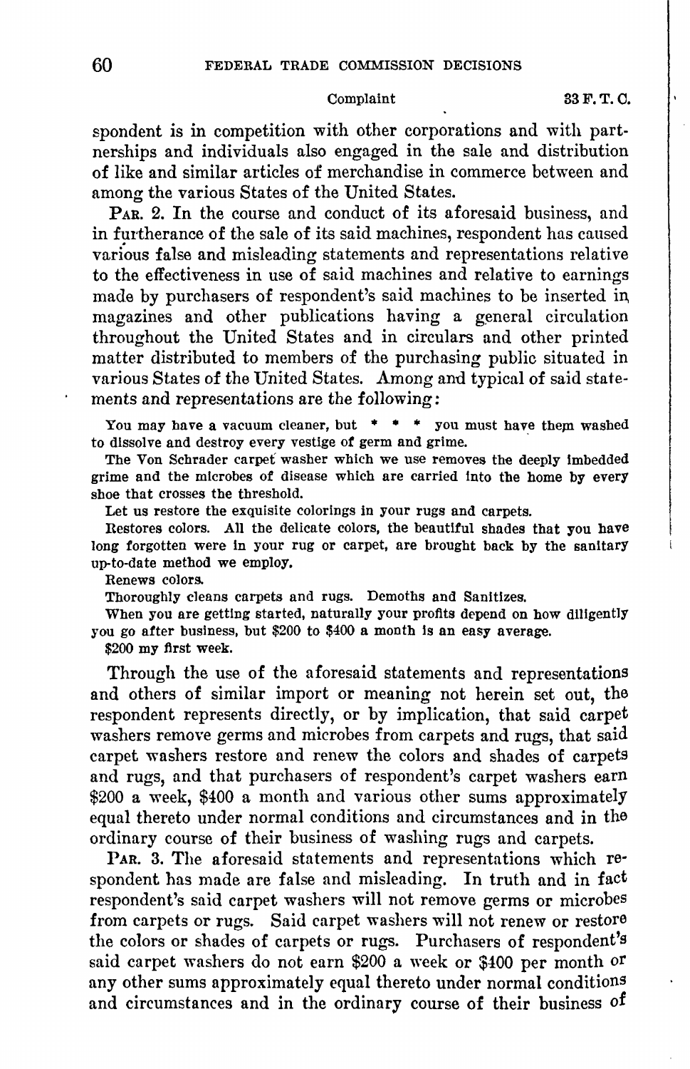spondent is in competition with other corporations and with partnerships and individuals also engaged in the sale and distribution of like and similar articles of merchandise in commerce between and among the various States of the United States.

PAR. 2. In the course and conduct of its aforesaid business, and in furtherance of the sale of its said machines, respondent has caused various false and misleading statements and representations relative to the effectiveness in use of said machines and relative to earnings made by purchasers of respondent's said machines to be inserted in magazines and other publications having a general circulation throughout the United States and in circulars and other printed matter distributed to members of the purchasing public situated in various States of the United States. Among and typical of said statements and representations are the following:

> You may have a vacuum cleaner, but * * * you must have them washed to dissolve and destroy every vestige of germ and grime.
>
> The Von Schrader carpet washer which we use removes the deeply imbedded grime and the microbes of disease which are carried into the home by every shoe that crosses the threshold.
>
> Let us restore the exquisite colorings in your rugs and carpets.
>
> Restores colors. All the delicate colors, the beautiful shades that you have long forgotten were in your rug or carpet, are brought back by the sanitary up-to-date method we employ.
>
> Renews colors.
>
> Thoroughly cleans carpets and rugs. Demoths and Sanitizes.
>
> When you are getting started, naturally your profits depend on how diligently you go after business, but $200 to $400 a month is an easy average.
>
> $200 my first week.

Through the use of the aforesaid statements and representations and others of similar import or meaning not herein set out, the respondent represents directly, or by implication, that said carpet washers remove germs and microbes from carpets and rugs, that said carpet washers restore and renew the colors and shades of carpets and rugs, and that purchasers of respondent's carpet washers earn $200 a week, $400 a month and various other sums approximately equal thereto under normal conditions and circumstances and in the ordinary course of their business of washing rugs and carpets.

PAR. 3. The aforesaid statements and representations which respondent has made are false and misleading. In truth and in fact respondent's said carpet washers will not remove germs or microbes from carpets or rugs. Said carpet washers will not renew or restore the colors or shades of carpets or rugs. Purchasers of respondent's said carpet washers do not earn $200 a week or $400 per month or any other sums approximately equal thereto under normal conditions and circumstances and in the ordinary course of their business of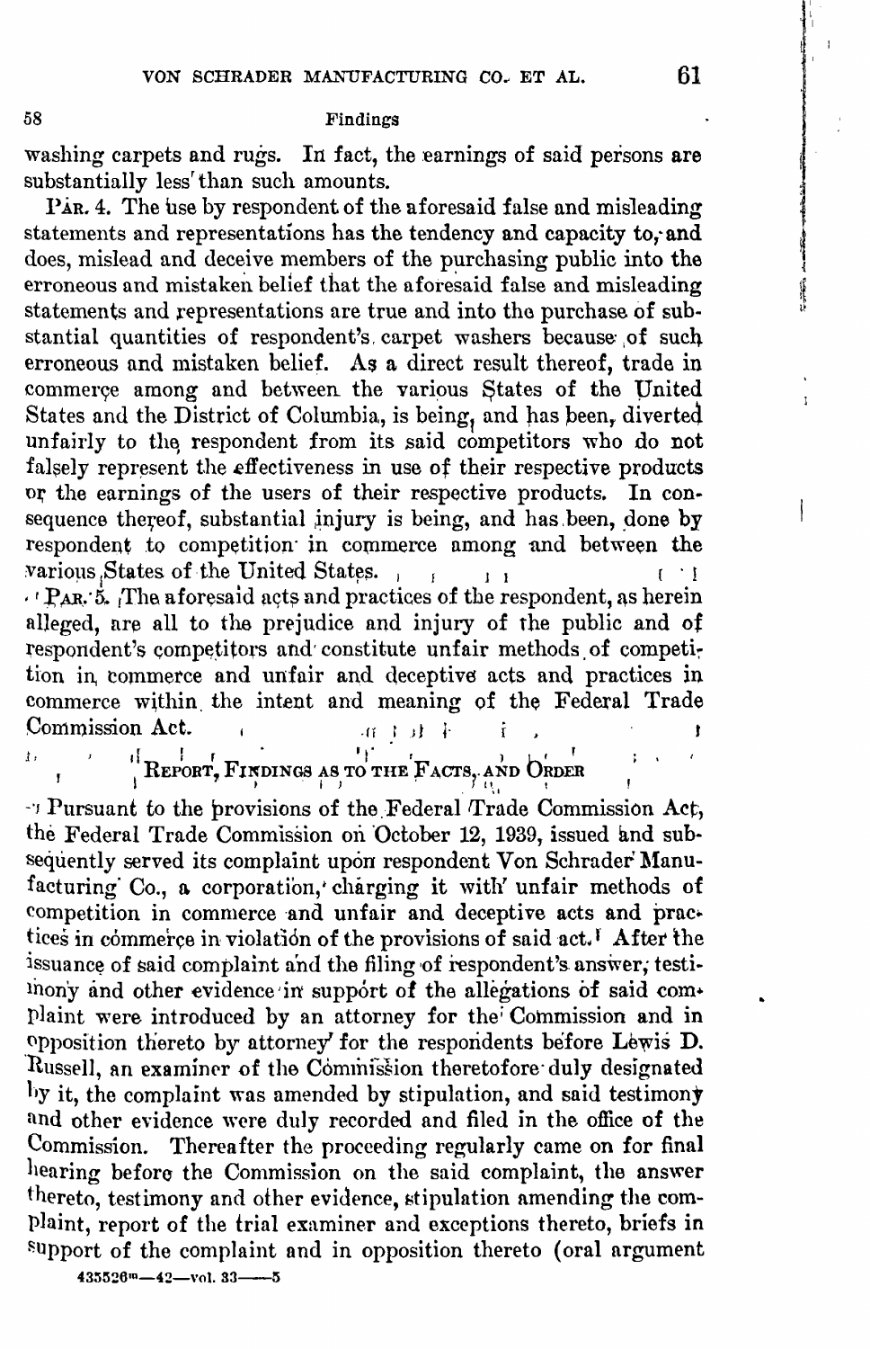washing carpets and rugs. In fact, the earnings of said persons are substantially less than such amounts.

PAR. 4. The use by respondent of the aforesaid false and misleading statements and representations has the tendency and capacity to, and does, mislead and deceive members of the purchasing public into the erroneous and mistaken belief that the aforesaid false and misleading statements and representations are true and into the purchase of substantial quantities of respondent's carpet washers because of such erroneous and mistaken belief. As a direct result thereof, trade in commerce among and between the various States of the United States and the District of Columbia, is being, and has been, diverted unfairly to the respondent from its said competitors who do not falsely represent the effectiveness in use of their respective products or the earnings of the users of their respective products. In consequence thereof, substantial injury is being, and has been, done by respondent to competition in commerce among and between the various States of the United States.

PAR. 5. The aforesaid acts and practices of the respondent, as herein alleged, are all to the prejudice and injury of the public and of respondent's competitors and constitute unfair methods of competition in commerce and unfair and deceptive acts and practices in commerce within the intent and meaning of the Federal Trade Commission Act.

## REPORT, FINDINGS AS TO THE FACTS, AND ORDER

Pursuant to the provisions of the Federal Trade Commission Act, the Federal Trade Commission on October 12, 1939, issued and subsequently served its complaint upon respondent Von Schrader Manufacturing Co., a corporation, charging it with unfair methods of competition in commerce and unfair and deceptive acts and practices in commerce in violation of the provisions of said act. After the issuance of said complaint and the filing of respondent's answer, testimony and other evidence in support of the allegations of said complaint were introduced by an attorney for the Commission and in opposition thereto by attorney for the respondents before Lewis D. Russell, an examiner of the Commission theretofore duly designated by it, the complaint was amended by stipulation, and said testimony and other evidence were duly recorded and filed in the office of the Commission. Thereafter the proceeding regularly came on for final hearing before the Commission on the said complaint, the answer thereto, testimony and other evidence, stipulation amending the complaint, report of the trial examiner and exceptions thereto, briefs in support of the complaint and in opposition thereto (oral argument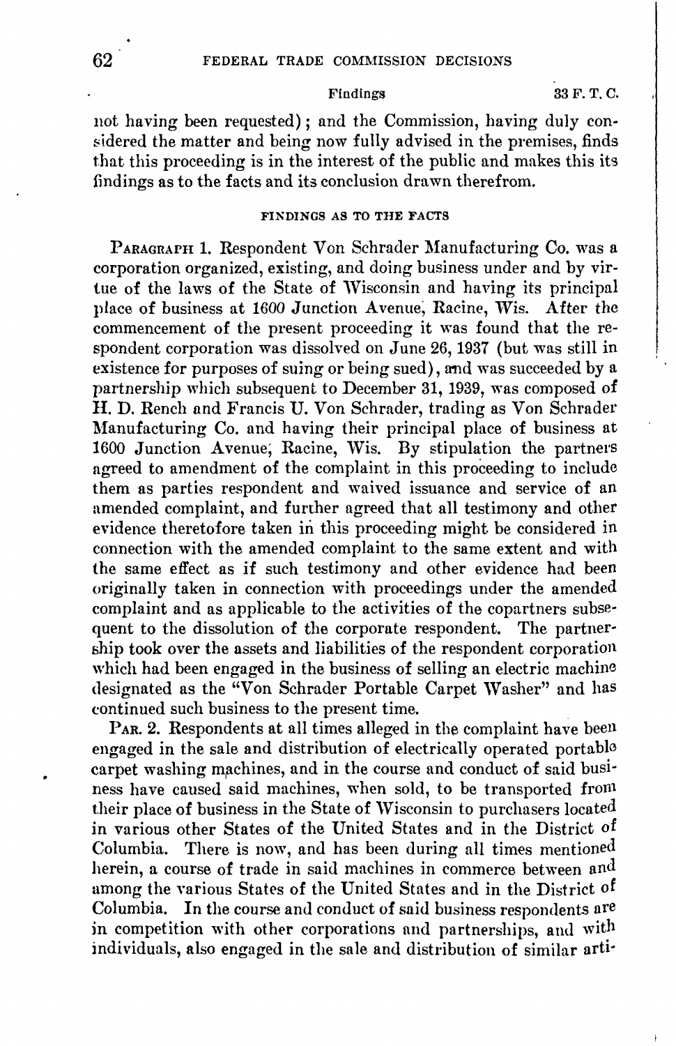not having been requested); and the Commission, having duly considered the matter and being now fully advised in the premises, finds that this proceeding is in the interest of the public and makes this its findings as to the facts and its conclusion drawn therefrom.

## FINDINGS AS TO THE FACTS

PARAGRAPH 1. Respondent Von Schrader Manufacturing Co. was a corporation organized, existing, and doing business under and by virtue of the laws of the State of Wisconsin and having its principal place of business at 1600 Junction Avenue, Racine, Wis. After the commencement of the present proceeding it was found that the respondent corporation was dissolved on June 26, 1937 (but was still in existence for purposes of suing or being sued), and was succeeded by a partnership which subsequent to December 31, 1939, was composed of H. D. Rench and Francis U. Von Schrader, trading as Von Schrader Manufacturing Co. and having their principal place of business at 1600 Junction Avenue, Racine, Wis. By stipulation the partners agreed to amendment of the complaint in this proceeding to include them as parties respondent and waived issuance and service of an amended complaint, and further agreed that all testimony and other evidence theretofore taken in this proceeding might be considered in connection with the amended complaint to the same extent and with the same effect as if such testimony and other evidence had been originally taken in connection with proceedings under the amended complaint and as applicable to the activities of the copartners subsequent to the dissolution of the corporate respondent. The partnership took over the assets and liabilities of the respondent corporation which had been engaged in the business of selling an electric machine designated as the "Von Schrader Portable Carpet Washer" and has continued such business to the present time.

PAR. 2. Respondents at all times alleged in the complaint have been engaged in the sale and distribution of electrically operated portable carpet washing machines, and in the course and conduct of said business have caused said machines, when sold, to be transported from their place of business in the State of Wisconsin to purchasers located in various other States of the United States and in the District of Columbia. There is now, and has been during all times mentioned herein, a course of trade in said machines in commerce between and among the various States of the United States and in the District of Columbia. In the course and conduct of said business respondents are in competition with other corporations and partnerships, and with individuals, also engaged in the sale and distribution of similar arti-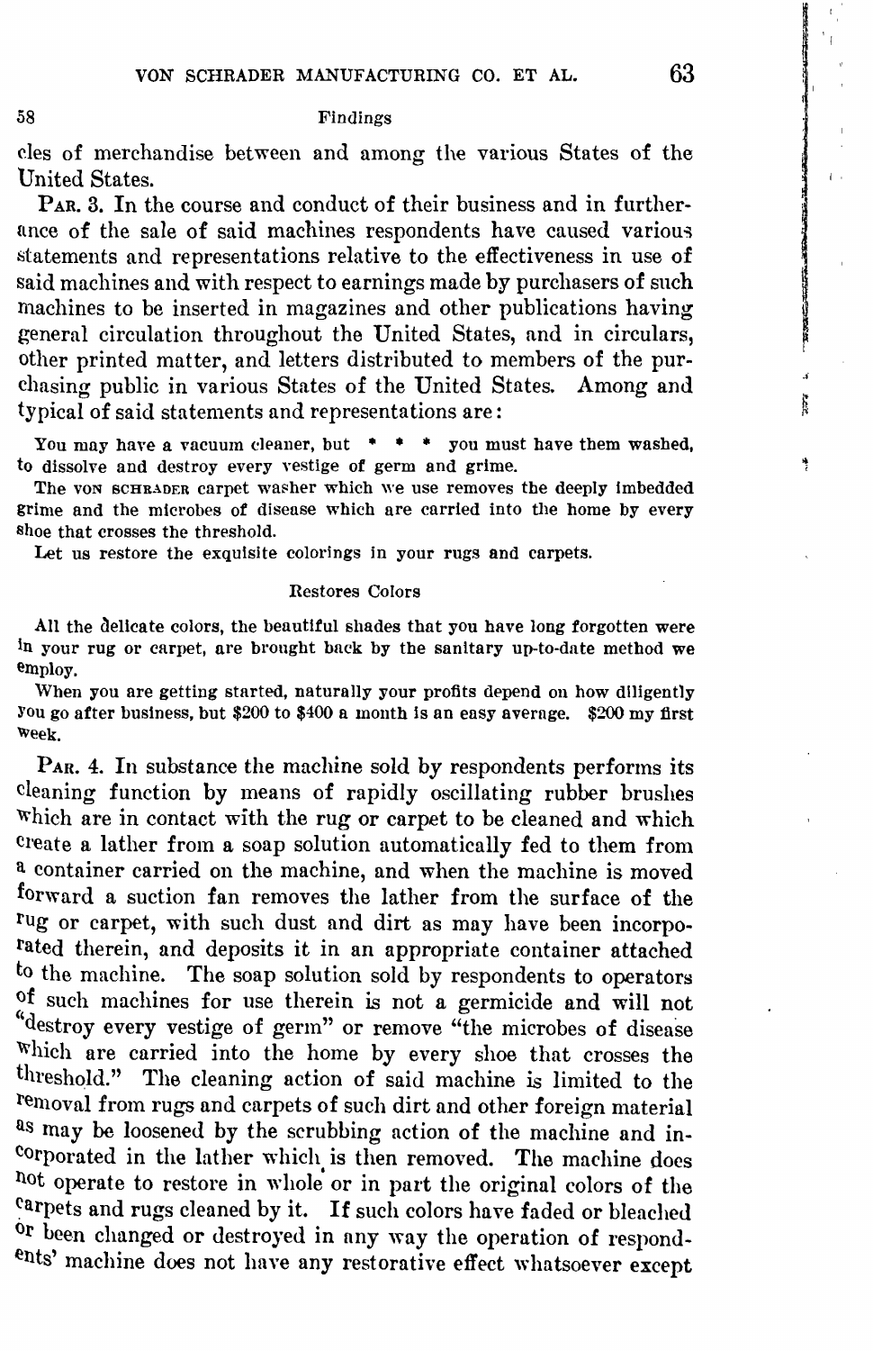Findings

cles of merchandise between and among the various States of the United States.

PAR. 3. In the course and conduct of their business and in furtherance of the sale of said machines respondents have caused various statements and representations relative to the effectiveness in use of said machines and with respect to earnings made by purchasers of such machines to be inserted in magazines and other publications having general circulation throughout the United States, and in circulars, other printed matter, and letters distributed to members of the purchasing public in various States of the United States. Among and typical of said statements and representations are:

> You may have a vacuum cleaner, but * * * you must have them washed, to dissolve and destroy every vestige of germ and grime.
>
> The VON SCHRADER carpet washer which we use removes the deeply imbedded grime and the microbes of disease which are carried into the home by every shoe that crosses the threshold.
>
> Let us restore the exquisite colorings in your rugs and carpets.
>
> Restores Colors
>
> All the delicate colors, the beautiful shades that you have long forgotten were in your rug or carpet, are brought back by the sanitary up-to-date method we employ.
>
> When you are getting started, naturally your profits depend on how diligently you go after business, but $200 to $400 a month is an easy average. $200 my first week.

PAR. 4. In substance the machine sold by respondents performs its cleaning function by means of rapidly oscillating rubber brushes which are in contact with the rug or carpet to be cleaned and which create a lather from a soap solution automatically fed to them from a container carried on the machine, and when the machine is moved forward a suction fan removes the lather from the surface of the rug or carpet, with such dust and dirt as may have been incorporated therein, and deposits it in an appropriate container attached to the machine. The soap solution sold by respondents to operators of such machines for use therein is not a germicide and will not "destroy every vestige of germ" or remove "the microbes of disease which are carried into the home by every shoe that crosses the threshold." The cleaning action of said machine is limited to the removal from rugs and carpets of such dirt and other foreign material as may be loosened by the scrubbing action of the machine and incorporated in the lather which is then removed. The machine does not operate to restore in whole or in part the original colors of the carpets and rugs cleaned by it. If such colors have faded or bleached or been changed or destroyed in any way the operation of respondents' machine does not have any restorative effect whatsoever except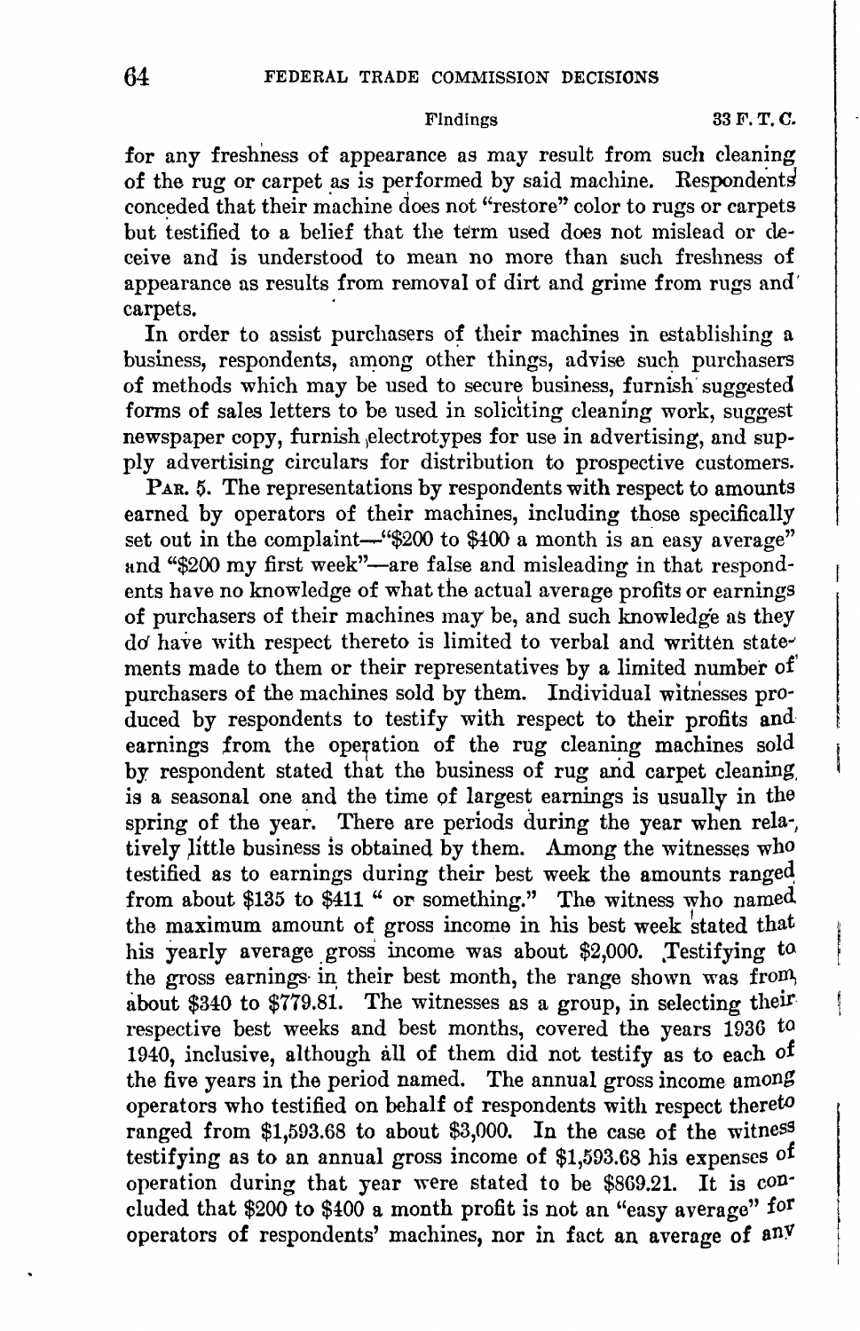for any freshness of appearance as may result from such cleaning of the rug or carpet as is performed by said machine. Respondents conceded that their machine does not "restore" color to rugs or carpets but testified to a belief that the term used does not mislead or deceive and is understood to mean no more than such freshness of appearance as results from removal of dirt and grime from rugs and carpets.

In order to assist purchasers of their machines in establishing a business, respondents, among other things, advise such purchasers of methods which may be used to secure business, furnish suggested forms of sales letters to be used in soliciting cleaning work, suggest newspaper copy, furnish electrotypes for use in advertising, and supply advertising circulars for distribution to prospective customers.

PAR. 5. The representations by respondents with respect to amounts earned by operators of their machines, including those specifically set out in the complaint—"$200 to $400 a month is an easy average" and "$200 my first week"—are false and misleading in that respondents have no knowledge of what the actual average profits or earnings of purchasers of their machines may be, and such knowledge as they do have with respect thereto is limited to verbal and written statements made to them or their representatives by a limited number of purchasers of the machines sold by them. Individual witnesses produced by respondents to testify with respect to their profits and earnings from the operation of the rug cleaning machines sold by respondent stated that the business of rug and carpet cleaning is a seasonal one and the time of largest earnings is usually in the spring of the year. There are periods during the year when relatively little business is obtained by them. Among the witnesses who testified as to earnings during their best week the amounts ranged from about $135 to $411 " or something." The witness who named the maximum amount of gross income in his best week stated that his yearly average gross income was about $2,000. Testifying to the gross earnings in their best month, the range shown was from about $340 to $779.81. The witnesses as a group, in selecting their respective best weeks and best months, covered the years 1936 to 1940, inclusive, although all of them did not testify as to each of the five years in the period named. The annual gross income among operators who testified on behalf of respondents with respect thereto ranged from $1,593.68 to about $3,000. In the case of the witness testifying as to an annual gross income of $1,593.68 his expenses of operation during that year were stated to be $869.21. It is concluded that $200 to $400 a month profit is not an "easy average" for operators of respondents' machines, nor in fact an average of any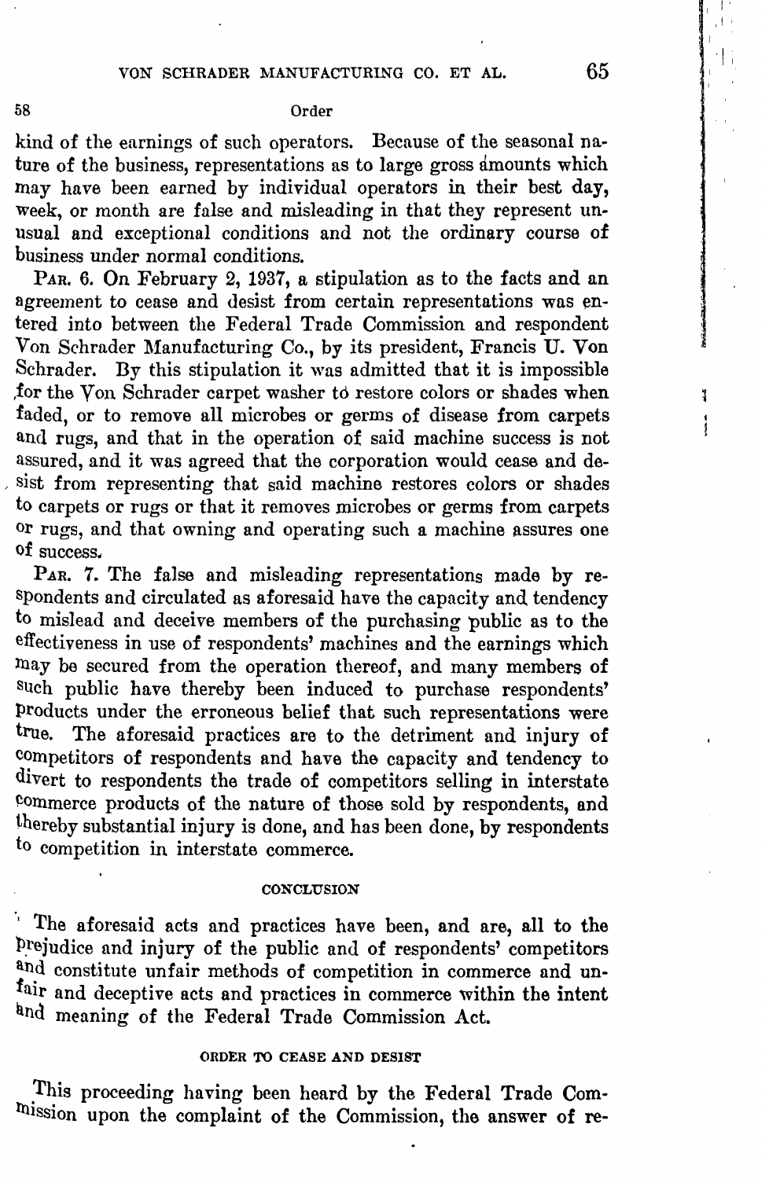kind of the earnings of such operators. Because of the seasonal nature of the business, representations as to large gross amounts which may have been earned by individual operators in their best day, week, or month are false and misleading in that they represent unusual and exceptional conditions and not the ordinary course of business under normal conditions.

PAR. 6. On February 2, 1937, a stipulation as to the facts and an agreement to cease and desist from certain representations was entered into between the Federal Trade Commission and respondent Von Schrader Manufacturing Co., by its president, Francis U. Von Schrader. By this stipulation it was admitted that it is impossible for the Von Schrader carpet washer to restore colors or shades when faded, or to remove all microbes or germs of disease from carpets and rugs, and that in the operation of said machine success is not assured, and it was agreed that the corporation would cease and desist from representing that said machine restores colors or shades to carpets or rugs or that it removes microbes or germs from carpets or rugs, and that owning and operating such a machine assures one of success.

PAR. 7. The false and misleading representations made by respondents and circulated as aforesaid have the capacity and tendency to mislead and deceive members of the purchasing public as to the effectiveness in use of respondents' machines and the earnings which may be secured from the operation thereof, and many members of such public have thereby been induced to purchase respondents' products under the erroneous belief that such representations were true. The aforesaid practices are to the detriment and injury of competitors of respondents and have the capacity and tendency to divert to respondents the trade of competitors selling in interstate commerce products of the nature of those sold by respondents, and thereby substantial injury is done, and has been done, by respondents to competition in interstate commerce.

## CONCLUSION

The aforesaid acts and practices have been, and are, all to the prejudice and injury of the public and of respondents' competitors and constitute unfair methods of competition in commerce and unfair and deceptive acts and practices in commerce within the intent and meaning of the Federal Trade Commission Act.

## ORDER TO CEASE AND DESIST

This proceeding having been heard by the Federal Trade Commission upon the complaint of the Commission, the answer of re-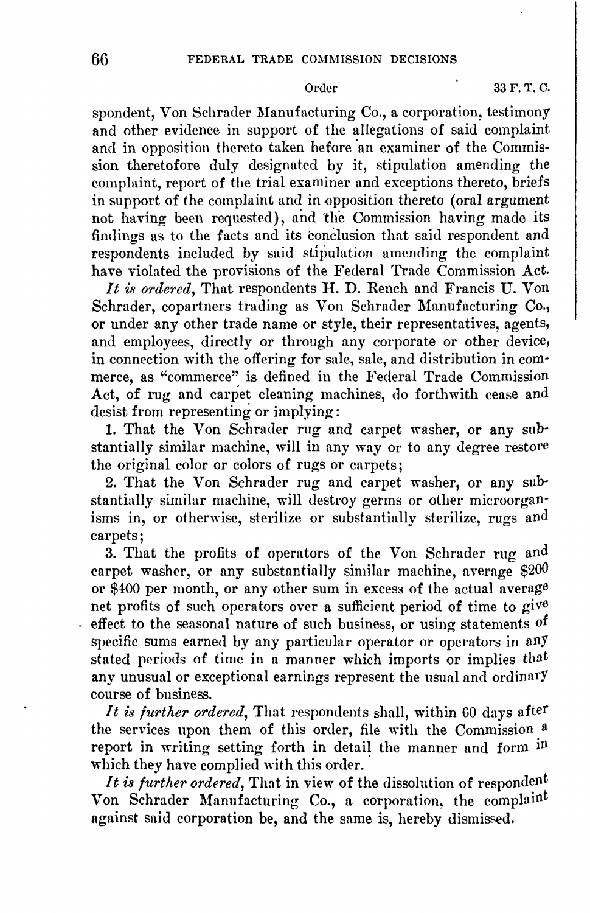spondent, Von Schrader Manufacturing Co., a corporation, testimony and other evidence in support of the allegations of said complaint and in opposition thereto taken before an examiner of the Commission theretofore duly designated by it, stipulation amending the complaint, report of the trial examiner and exceptions thereto, briefs in support of the complaint and in opposition thereto (oral argument not having been requested), and the Commission having made its findings as to the facts and its conclusion that said respondent and respondents included by said stipulation amending the complaint have violated the provisions of the Federal Trade Commission Act.

*It is ordered*, That respondents H. D. Rench and Francis U. Von Schrader, copartners trading as Von Schrader Manufacturing Co., or under any other trade name or style, their representatives, agents, and employees, directly or through any corporate or other device, in connection with the offering for sale, sale, and distribution in commerce, as "commerce" is defined in the Federal Trade Commission Act, of rug and carpet cleaning machines, do forthwith cease and desist from representing or implying:

1. That the Von Schrader rug and carpet washer, or any substantially similar machine, will in any way or to any degree restore the original color or colors of rugs or carpets;

2. That the Von Schrader rug and carpet washer, or any substantially similar machine, will destroy germs or other microorganisms in, or otherwise, sterilize or substantially sterilize, rugs and carpets;

3. That the profits of operators of the Von Schrader rug and carpet washer, or any substantially similar machine, average $200 or $400 per month, or any other sum in excess of the actual average net profits of such operators over a sufficient period of time to give effect to the seasonal nature of such business, or using statements of specific sums earned by any particular operator or operators in any stated periods of time in a manner which imports or implies that any unusual or exceptional earnings represent the usual and ordinary course of business.

*It is further ordered*, That respondents shall, within 60 days after the services upon them of this order, file with the Commission a report in writing setting forth in detail the manner and form in which they have complied with this order.

*It is further ordered*, That in view of the dissolution of respondent Von Schrader Manufacturing Co., a corporation, the complaint against said corporation be, and the same is, hereby dismissed.